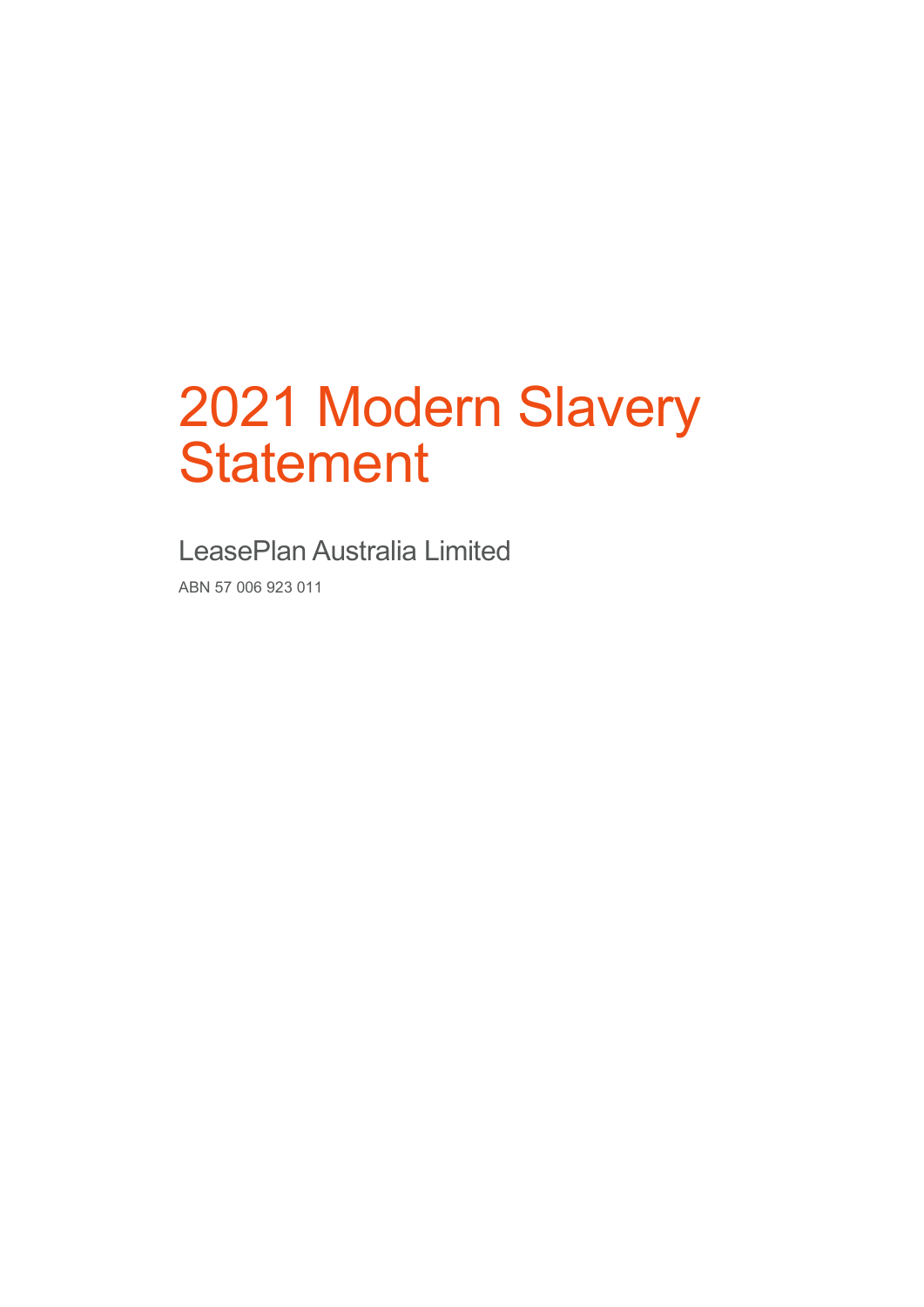# 2021 Modern Slavery Statement

## LeasePlan Australia Limited

ABN 57 006 923 011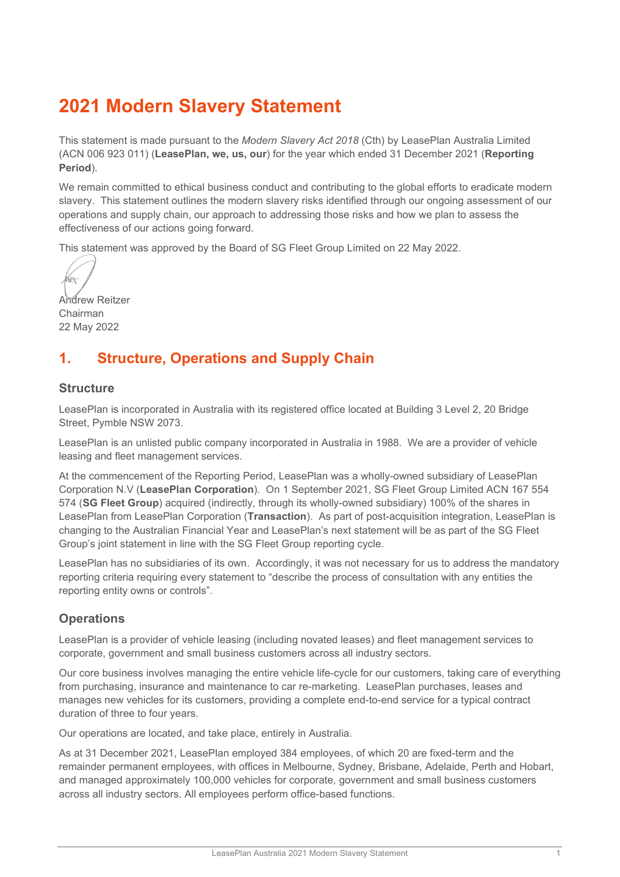# 2021 Modern Slavery Statement

This statement is made pursuant to the *Modern Slavery Act 2018* (Cth) by LeasePlan Australia Limited (ACN 006 923 011) (**LeasePlan, we, us, our**) for the year which ended 31 December 2021 (**Reporting Period**).

We remain committed to ethical business conduct and contributing to the global efforts to eradicate modern slavery. This statement outlines the modern slavery risks identified through our ongoing assessment of our operations and supply chain, our approach to addressing those risks and how we plan to assess the effectiveness of our actions going forward.

This statement was approved by the Board of SG Fleet Group Limited on 22 May 2022.

Andrew Reitzer
Chairman
22 May 2022

## 1. Structure, Operations and Supply Chain

### Structure

LeasePlan is incorporated in Australia with its registered office located at Building 3 Level 2, 20 Bridge Street, Pymble NSW 2073.

LeasePlan is an unlisted public company incorporated in Australia in 1988. We are a provider of vehicle leasing and fleet management services.

At the commencement of the Reporting Period, LeasePlan was a wholly-owned subsidiary of LeasePlan Corporation N.V (**LeasePlan Corporation**). On 1 September 2021, SG Fleet Group Limited ACN 167 554 574 (**SG Fleet Group**) acquired (indirectly, through its wholly-owned subsidiary) 100% of the shares in LeasePlan from LeasePlan Corporation (**Transaction**). As part of post-acquisition integration, LeasePlan is changing to the Australian Financial Year and LeasePlan's next statement will be as part of the SG Fleet Group's joint statement in line with the SG Fleet Group reporting cycle.

LeasePlan has no subsidiaries of its own. Accordingly, it was not necessary for us to address the mandatory reporting criteria requiring every statement to "describe the process of consultation with any entities the reporting entity owns or controls".

### Operations

LeasePlan is a provider of vehicle leasing (including novated leases) and fleet management services to corporate, government and small business customers across all industry sectors.

Our core business involves managing the entire vehicle life-cycle for our customers, taking care of everything from purchasing, insurance and maintenance to car re-marketing. LeasePlan purchases, leases and manages new vehicles for its customers, providing a complete end-to-end service for a typical contract duration of three to four years.

Our operations are located, and take place, entirely in Australia.

As at 31 December 2021, LeasePlan employed 384 employees, of which 20 are fixed-term and the remainder permanent employees, with offices in Melbourne, Sydney, Brisbane, Adelaide, Perth and Hobart, and managed approximately 100,000 vehicles for corporate, government and small business customers across all industry sectors. All employees perform office-based functions.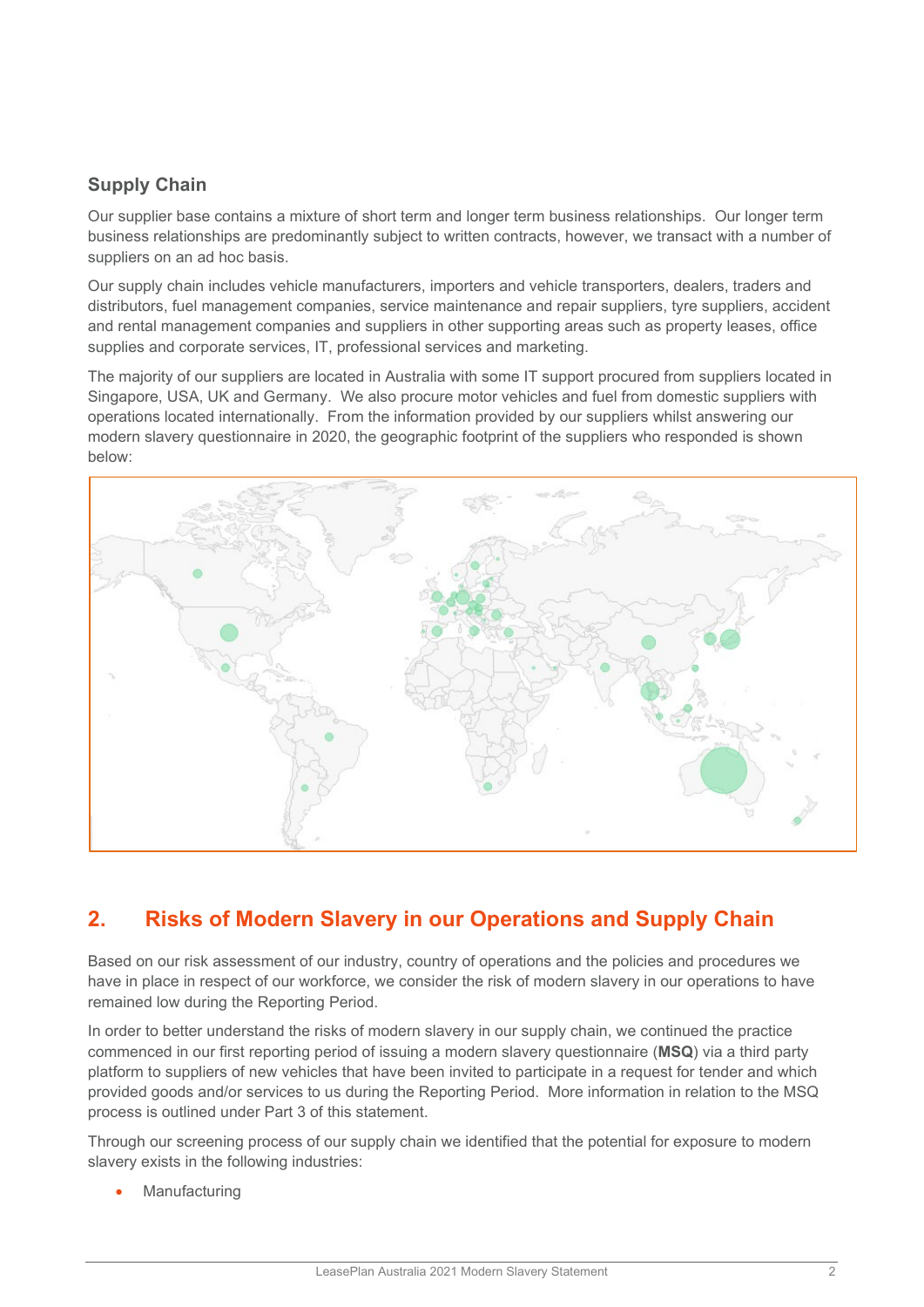### Supply Chain

Our supplier base contains a mixture of short term and longer term business relationships. Our longer term business relationships are predominantly subject to written contracts, however, we transact with a number of suppliers on an ad hoc basis.

Our supply chain includes vehicle manufacturers, importers and vehicle transporters, dealers, traders and distributors, fuel management companies, service maintenance and repair suppliers, tyre suppliers, accident and rental management companies and suppliers in other supporting areas such as property leases, office supplies and corporate services, IT, professional services and marketing.

The majority of our suppliers are located in Australia with some IT support procured from suppliers located in Singapore, USA, UK and Germany. We also procure motor vehicles and fuel from domestic suppliers with operations located internationally. From the information provided by our suppliers whilst answering our modern slavery questionnaire in 2020, the geographic footprint of the suppliers who responded is shown below:

## 2. Risks of Modern Slavery in our Operations and Supply Chain

Based on our risk assessment of our industry, country of operations and the policies and procedures we have in place in respect of our workforce, we consider the risk of modern slavery in our operations to have remained low during the Reporting Period.

In order to better understand the risks of modern slavery in our supply chain, we continued the practice commenced in our first reporting period of issuing a modern slavery questionnaire (**MSQ**) via a third party platform to suppliers of new vehicles that have been invited to participate in a request for tender and which provided goods and/or services to us during the Reporting Period. More information in relation to the MSQ process is outlined under Part 3 of this statement.

Through our screening process of our supply chain we identified that the potential for exposure to modern slavery exists in the following industries:

- Manufacturing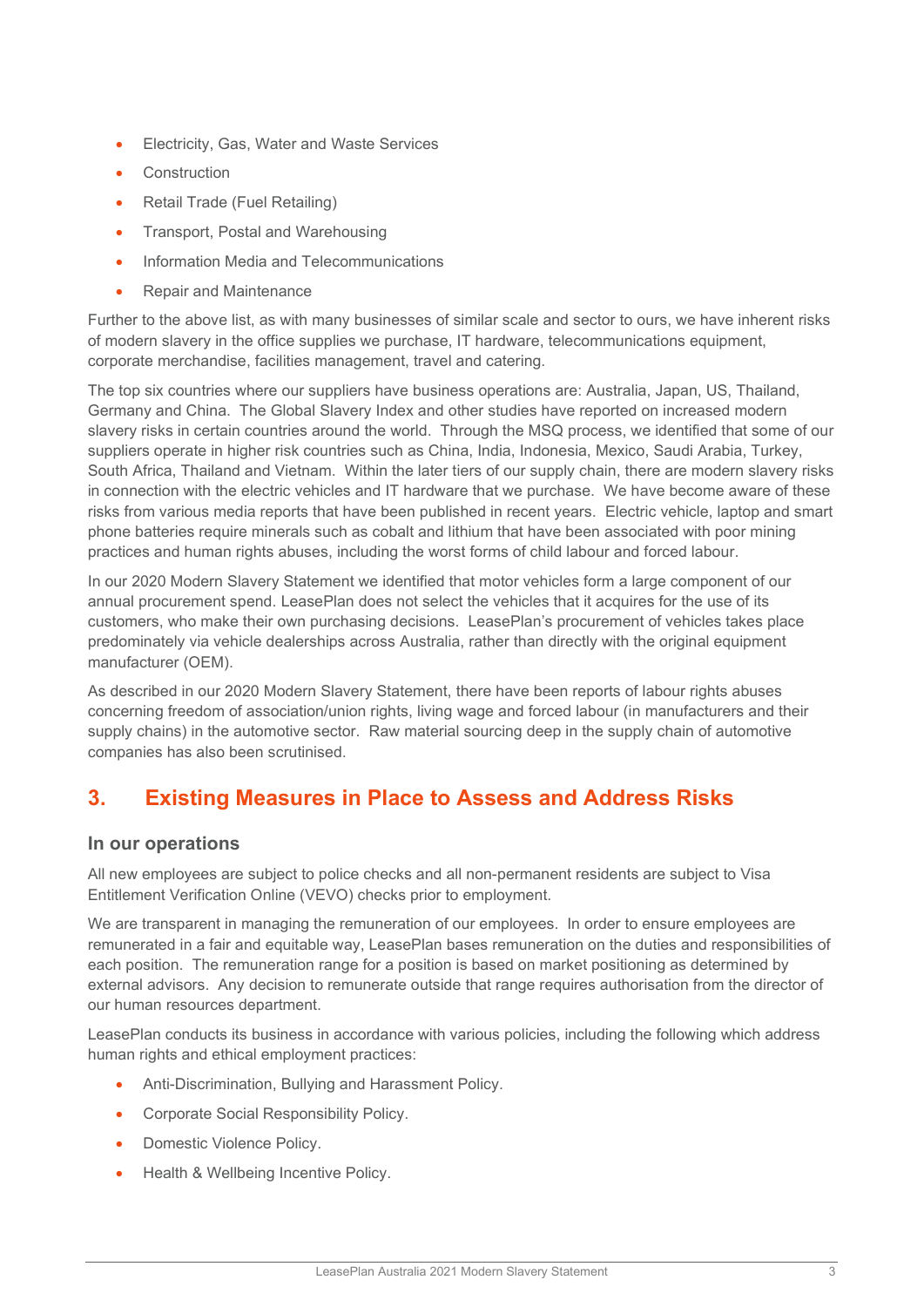- Electricity, Gas, Water and Waste Services
- Construction
- Retail Trade (Fuel Retailing)
- Transport, Postal and Warehousing
- Information Media and Telecommunications
- Repair and Maintenance

Further to the above list, as with many businesses of similar scale and sector to ours, we have inherent risks of modern slavery in the office supplies we purchase, IT hardware, telecommunications equipment, corporate merchandise, facilities management, travel and catering.

The top six countries where our suppliers have business operations are: Australia, Japan, US, Thailand, Germany and China. The Global Slavery Index and other studies have reported on increased modern slavery risks in certain countries around the world. Through the MSQ process, we identified that some of our suppliers operate in higher risk countries such as China, India, Indonesia, Mexico, Saudi Arabia, Turkey, South Africa, Thailand and Vietnam. Within the later tiers of our supply chain, there are modern slavery risks in connection with the electric vehicles and IT hardware that we purchase. We have become aware of these risks from various media reports that have been published in recent years. Electric vehicle, laptop and smart phone batteries require minerals such as cobalt and lithium that have been associated with poor mining practices and human rights abuses, including the worst forms of child labour and forced labour.

In our 2020 Modern Slavery Statement we identified that motor vehicles form a large component of our annual procurement spend. LeasePlan does not select the vehicles that it acquires for the use of its customers, who make their own purchasing decisions. LeasePlan's procurement of vehicles takes place predominately via vehicle dealerships across Australia, rather than directly with the original equipment manufacturer (OEM).

As described in our 2020 Modern Slavery Statement, there have been reports of labour rights abuses concerning freedom of association/union rights, living wage and forced labour (in manufacturers and their supply chains) in the automotive sector. Raw material sourcing deep in the supply chain of automotive companies has also been scrutinised.

## 3. Existing Measures in Place to Assess and Address Risks

### In our operations

All new employees are subject to police checks and all non-permanent residents are subject to Visa Entitlement Verification Online (VEVO) checks prior to employment.

We are transparent in managing the remuneration of our employees. In order to ensure employees are remunerated in a fair and equitable way, LeasePlan bases remuneration on the duties and responsibilities of each position. The remuneration range for a position is based on market positioning as determined by external advisors. Any decision to remunerate outside that range requires authorisation from the director of our human resources department.

LeasePlan conducts its business in accordance with various policies, including the following which address human rights and ethical employment practices:

- Anti-Discrimination, Bullying and Harassment Policy.
- Corporate Social Responsibility Policy.
- Domestic Violence Policy.
- Health & Wellbeing Incentive Policy.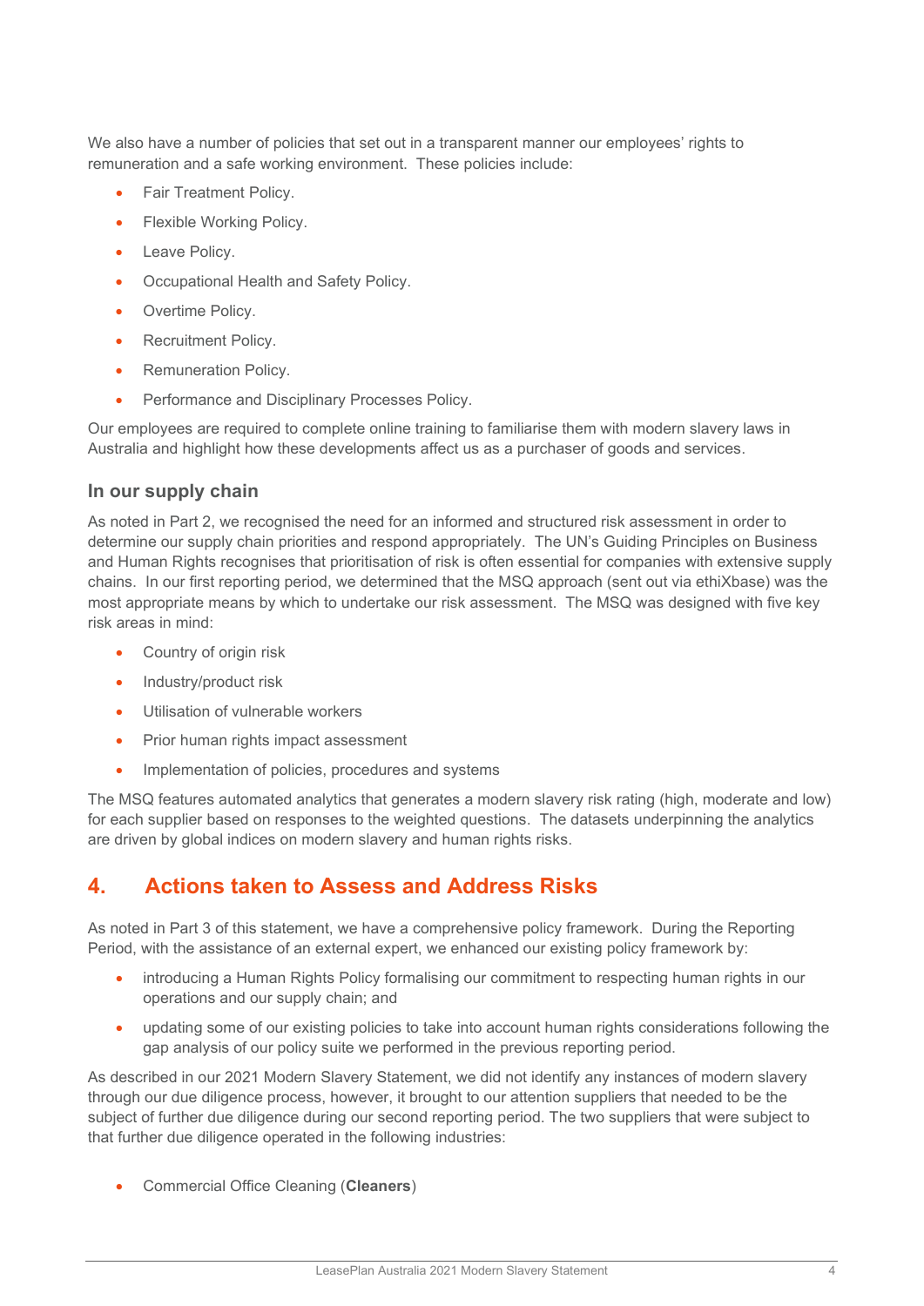We also have a number of policies that set out in a transparent manner our employees' rights to remuneration and a safe working environment. These policies include:

- Fair Treatment Policy.
- Flexible Working Policy.
- Leave Policy.
- Occupational Health and Safety Policy.
- Overtime Policy.
- Recruitment Policy.
- Remuneration Policy.
- Performance and Disciplinary Processes Policy.

Our employees are required to complete online training to familiarise them with modern slavery laws in Australia and highlight how these developments affect us as a purchaser of goods and services.

### In our supply chain

As noted in Part 2, we recognised the need for an informed and structured risk assessment in order to determine our supply chain priorities and respond appropriately. The UN's Guiding Principles on Business and Human Rights recognises that prioritisation of risk is often essential for companies with extensive supply chains. In our first reporting period, we determined that the MSQ approach (sent out via ethiXbase) was the most appropriate means by which to undertake our risk assessment. The MSQ was designed with five key risk areas in mind:

- Country of origin risk
- Industry/product risk
- Utilisation of vulnerable workers
- Prior human rights impact assessment
- Implementation of policies, procedures and systems

The MSQ features automated analytics that generates a modern slavery risk rating (high, moderate and low) for each supplier based on responses to the weighted questions. The datasets underpinning the analytics are driven by global indices on modern slavery and human rights risks.

## 4. Actions taken to Assess and Address Risks

As noted in Part 3 of this statement, we have a comprehensive policy framework. During the Reporting Period, with the assistance of an external expert, we enhanced our existing policy framework by:

- introducing a Human Rights Policy formalising our commitment to respecting human rights in our operations and our supply chain; and
- updating some of our existing policies to take into account human rights considerations following the gap analysis of our policy suite we performed in the previous reporting period.

As described in our 2021 Modern Slavery Statement, we did not identify any instances of modern slavery through our due diligence process, however, it brought to our attention suppliers that needed to be the subject of further due diligence during our second reporting period. The two suppliers that were subject to that further due diligence operated in the following industries:

- Commercial Office Cleaning (**Cleaners**)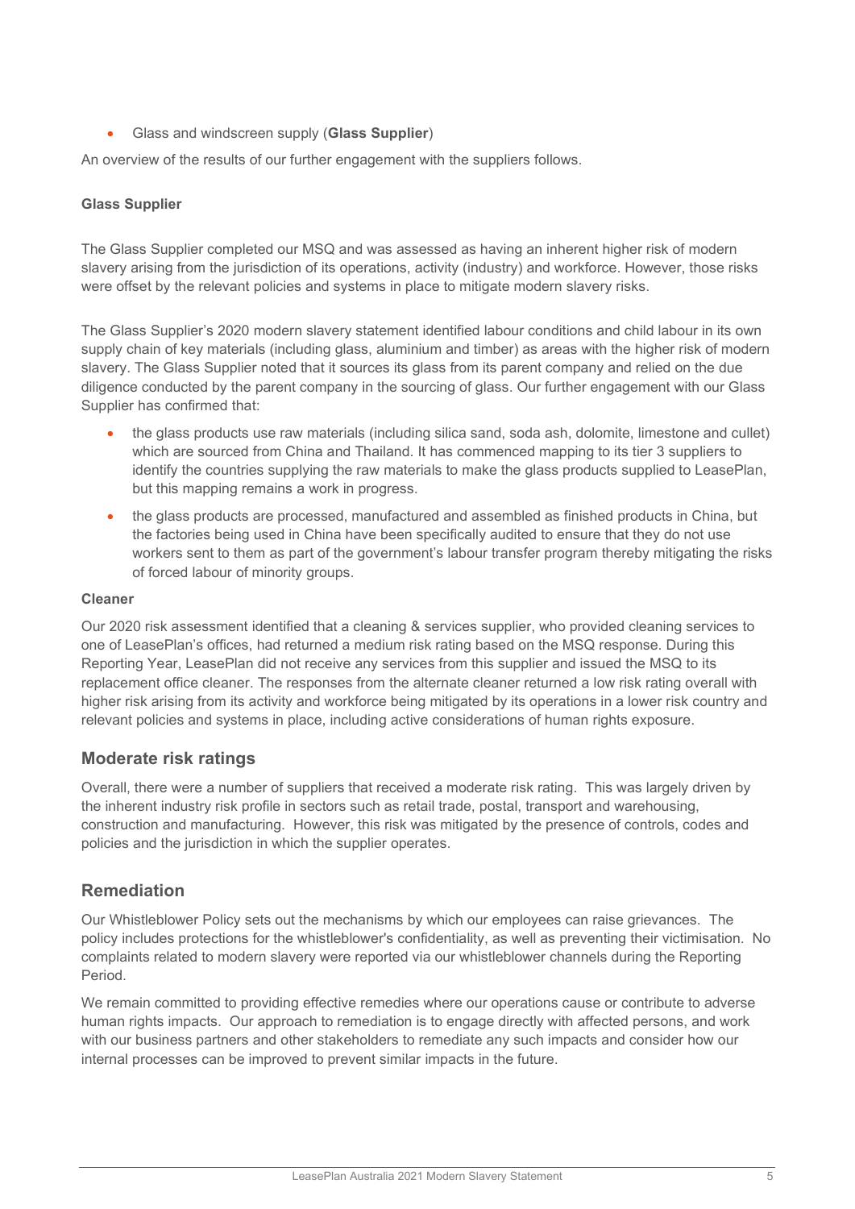- Glass and windscreen supply (**Glass Supplier**)

An overview of the results of our further engagement with the suppliers follows.

**Glass Supplier**

The Glass Supplier completed our MSQ and was assessed as having an inherent higher risk of modern slavery arising from the jurisdiction of its operations, activity (industry) and workforce. However, those risks were offset by the relevant policies and systems in place to mitigate modern slavery risks.

The Glass Supplier's 2020 modern slavery statement identified labour conditions and child labour in its own supply chain of key materials (including glass, aluminium and timber) as areas with the higher risk of modern slavery. The Glass Supplier noted that it sources its glass from its parent company and relied on the due diligence conducted by the parent company in the sourcing of glass. Our further engagement with our Glass Supplier has confirmed that:

- the glass products use raw materials (including silica sand, soda ash, dolomite, limestone and cullet) which are sourced from China and Thailand. It has commenced mapping to its tier 3 suppliers to identify the countries supplying the raw materials to make the glass products supplied to LeasePlan, but this mapping remains a work in progress.
- the glass products are processed, manufactured and assembled as finished products in China, but the factories being used in China have been specifically audited to ensure that they do not use workers sent to them as part of the government's labour transfer program thereby mitigating the risks of forced labour of minority groups.

**Cleaner**

Our 2020 risk assessment identified that a cleaning & services supplier, who provided cleaning services to one of LeasePlan's offices, had returned a medium risk rating based on the MSQ response. During this Reporting Year, LeasePlan did not receive any services from this supplier and issued the MSQ to its replacement office cleaner. The responses from the alternate cleaner returned a low risk rating overall with higher risk arising from its activity and workforce being mitigated by its operations in a lower risk country and relevant policies and systems in place, including active considerations of human rights exposure.

## Moderate risk ratings

Overall, there were a number of suppliers that received a moderate risk rating. This was largely driven by the inherent industry risk profile in sectors such as retail trade, postal, transport and warehousing, construction and manufacturing. However, this risk was mitigated by the presence of controls, codes and policies and the jurisdiction in which the supplier operates.

## Remediation

Our Whistleblower Policy sets out the mechanisms by which our employees can raise grievances. The policy includes protections for the whistleblower's confidentiality, as well as preventing their victimisation. No complaints related to modern slavery were reported via our whistleblower channels during the Reporting Period.

We remain committed to providing effective remedies where our operations cause or contribute to adverse human rights impacts. Our approach to remediation is to engage directly with affected persons, and work with our business partners and other stakeholders to remediate any such impacts and consider how our internal processes can be improved to prevent similar impacts in the future.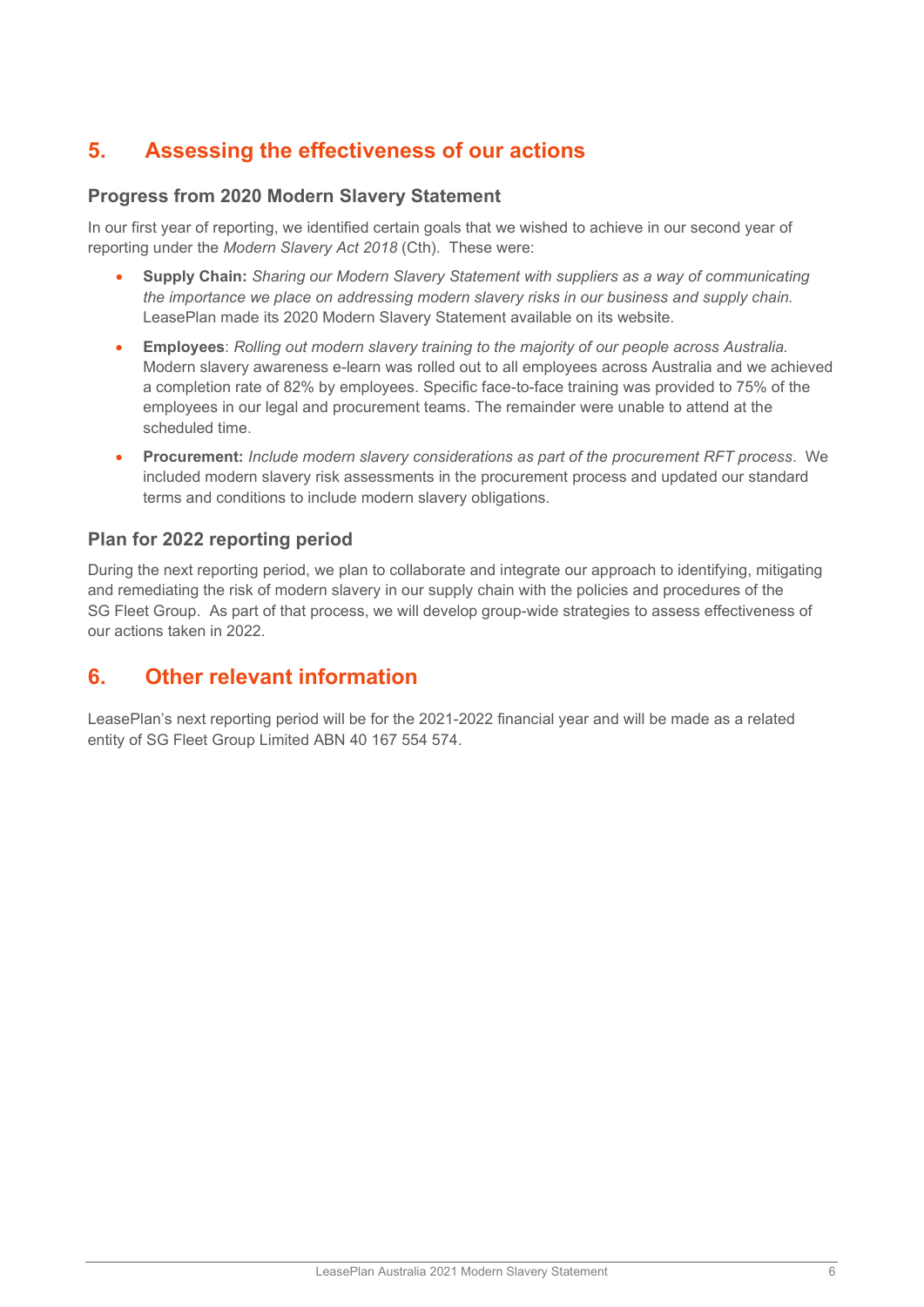# 5. Assessing the effectiveness of our actions

## Progress from 2020 Modern Slavery Statement

In our first year of reporting, we identified certain goals that we wished to achieve in our second year of reporting under the *Modern Slavery Act 2018* (Cth). These were:

- **Supply Chain:** *Sharing our Modern Slavery Statement with suppliers as a way of communicating the importance we place on addressing modern slavery risks in our business and supply chain.* LeasePlan made its 2020 Modern Slavery Statement available on its website.
- **Employees**: *Rolling out modern slavery training to the majority of our people across Australia.* Modern slavery awareness e-learn was rolled out to all employees across Australia and we achieved a completion rate of 82% by employees. Specific face-to-face training was provided to 75% of the employees in our legal and procurement teams. The remainder were unable to attend at the scheduled time.
- **Procurement:** *Include modern slavery considerations as part of the procurement RFT process*. We included modern slavery risk assessments in the procurement process and updated our standard terms and conditions to include modern slavery obligations.

## Plan for 2022 reporting period

During the next reporting period, we plan to collaborate and integrate our approach to identifying, mitigating and remediating the risk of modern slavery in our supply chain with the policies and procedures of the SG Fleet Group. As part of that process, we will develop group-wide strategies to assess effectiveness of our actions taken in 2022.

# 6. Other relevant information

LeasePlan's next reporting period will be for the 2021-2022 financial year and will be made as a related entity of SG Fleet Group Limited ABN 40 167 554 574.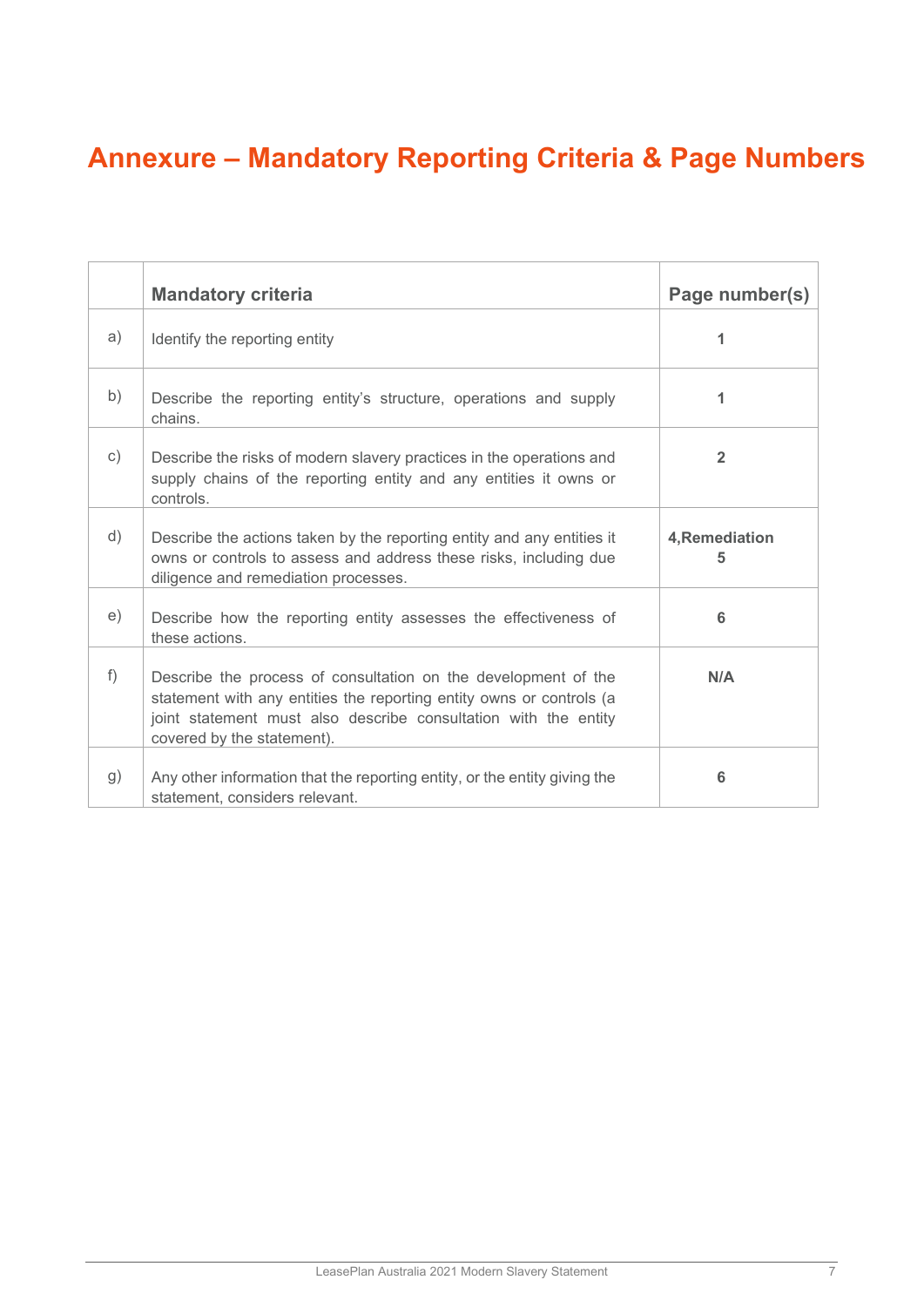# Annexure – Mandatory Reporting Criteria & Page Numbers

| | Mandatory criteria | Page number(s) |
|---|---|---|
| a) | Identify the reporting entity | **1** |
| b) | Describe the reporting entity's structure, operations and supply chains. | **1** |
| c) | Describe the risks of modern slavery practices in the operations and supply chains of the reporting entity and any entities it owns or controls. | **2** |
| d) | Describe the actions taken by the reporting entity and any entities it owns or controls to assess and address these risks, including due diligence and remediation processes. | **4,Remediation 5** |
| e) | Describe how the reporting entity assesses the effectiveness of these actions. | **6** |
| f) | Describe the process of consultation on the development of the statement with any entities the reporting entity owns or controls (a joint statement must also describe consultation with the entity covered by the statement). | **N/A** |
| g) | Any other information that the reporting entity, or the entity giving the statement, considers relevant. | **6** |